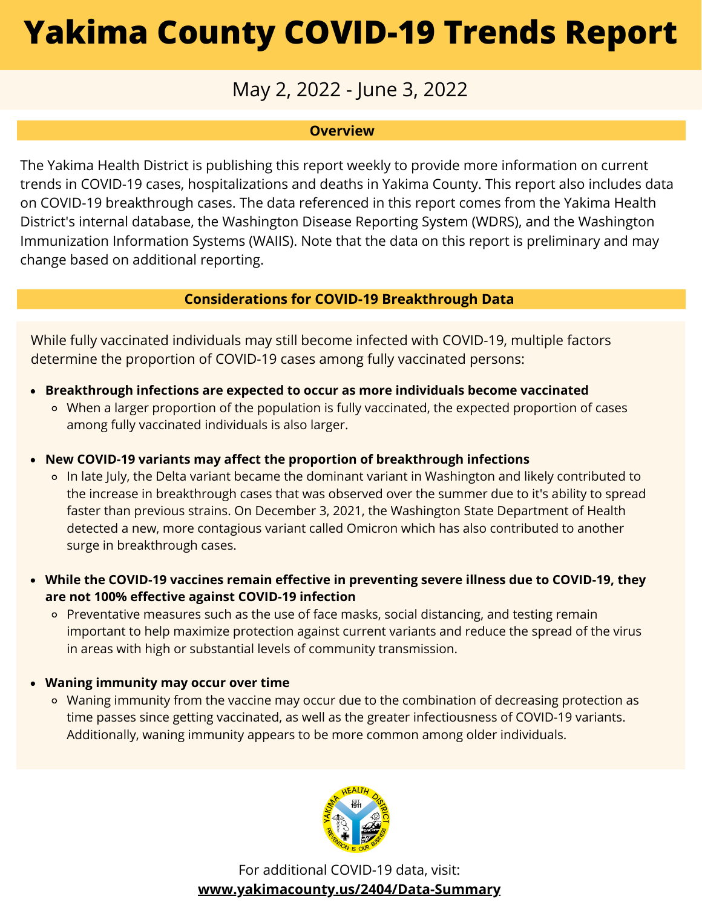# Yakima County COVID-19 Trends Report

May 2, 2022 - June 3, 2022

## Overview

The Yakima Health District is publishing this report weekly to provide more information on current trends in COVID-19 cases, hospitalizations and deaths in Yakima County. This report also includes data on COVID-19 breakthrough cases. The data referenced in this report comes from the Yakima Health District's internal database, the Washington Disease Reporting System (WDRS), and the Washington Immunization Information Systems (WAIIS). Note that the data on this report is preliminary and may change based on additional reporting.

## Considerations for COVID-19 Breakthrough Data

While fully vaccinated individuals may still become infected with COVID-19, multiple factors determine the proportion of COVID-19 cases among fully vaccinated persons:

- **Breakthrough infections are expected to occur as more individuals become vaccinated**
  - When a larger proportion of the population is fully vaccinated, the expected proportion of cases among fully vaccinated individuals is also larger.
- **New COVID-19 variants may affect the proportion of breakthrough infections**
  - In late July, the Delta variant became the dominant variant in Washington and likely contributed to the increase in breakthrough cases that was observed over the summer due to it's ability to spread faster than previous strains. On December 3, 2021, the Washington State Department of Health detected a new, more contagious variant called Omicron which has also contributed to another surge in breakthrough cases.
- **While the COVID-19 vaccines remain effective in preventing severe illness due to COVID-19, they are not 100% effective against COVID-19 infection**
  - Preventative measures such as the use of face masks, social distancing, and testing remain important to help maximize protection against current variants and reduce the spread of the virus in areas with high or substantial levels of community transmission.
- **Waning immunity may occur over time**
  - Waning immunity from the vaccine may occur due to the combination of decreasing protection as time passes since getting vaccinated, as well as the greater infectiousness of COVID-19 variants. Additionally, waning immunity appears to be more common among older individuals.

For additional COVID-19 data, visit:
**www.yakimacounty.us/2404/Data-Summary**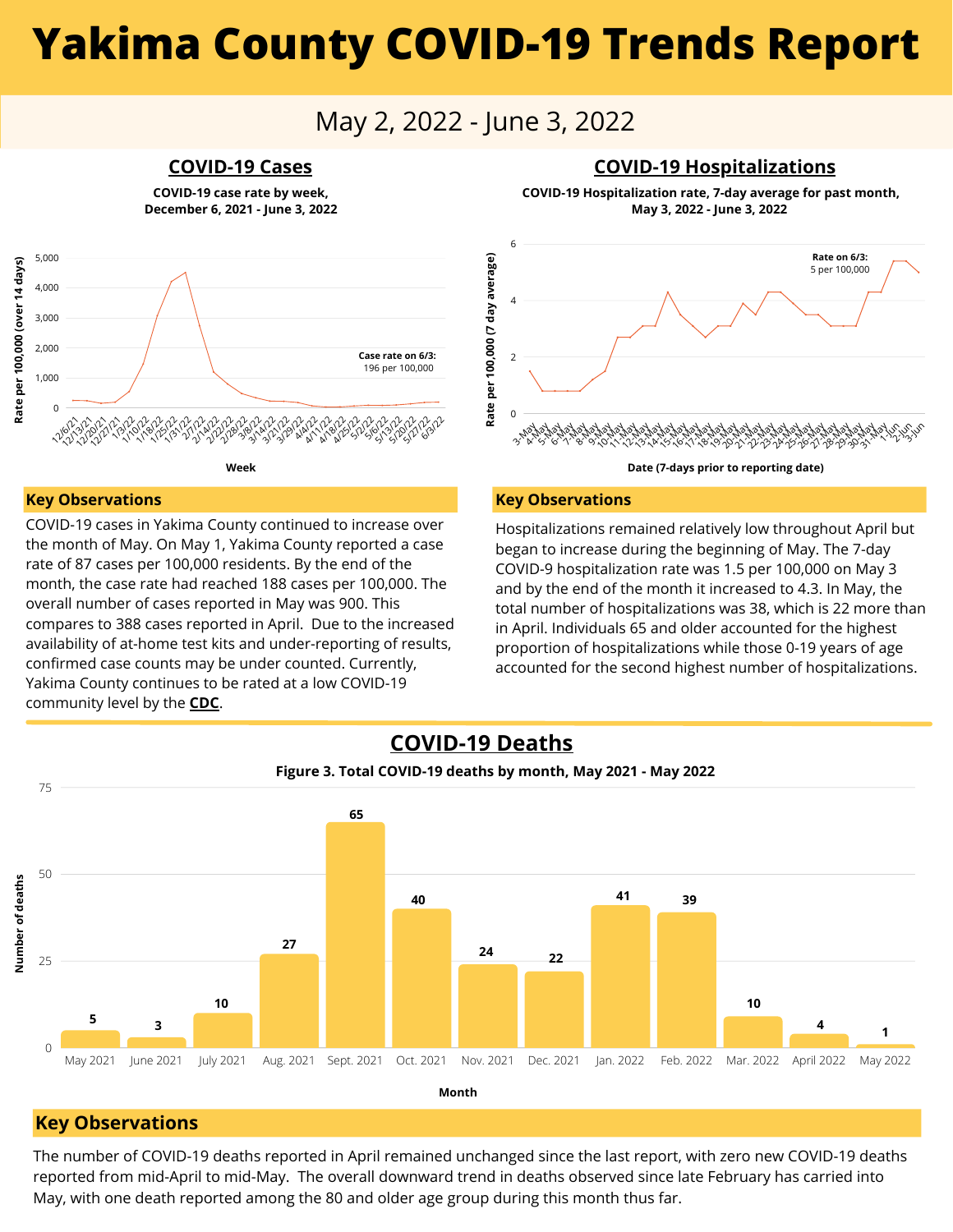# Yakima County COVID-19 Trends Report

May 2, 2022 - June 3, 2022

## COVID-19 Cases

**COVID-19 case rate by week, December 6, 2021 - June 3, 2022**

Case rate on 6/3: 196 per 100,000

### Key Observations

COVID-19 cases in Yakima County continued to increase over the month of May. On May 1, Yakima County reported a case rate of 87 cases per 100,000 residents. By the end of the month, the case rate had reached 188 cases per 100,000. The overall number of cases reported in May was 900. This compares to 388 cases reported in April. Due to the increased availability of at-home test kits and under-reporting of results, confirmed case counts may be under counted. Currently, Yakima County continues to be rated at a low COVID-19 community level by the **CDC**.

## COVID-19 Hospitalizations

**COVID-19 Hospitalization rate, 7-day average for past month, May 3, 2022 - June 3, 2022**

Rate on 6/3: 5 per 100,000

### Key Observations

Hospitalizations remained relatively low throughout April but began to increase during the beginning of May. The 7-day COVID-9 hospitalization rate was 1.5 per 100,000 on May 3 and by the end of the month it increased to 4.3. In May, the total number of hospitalizations was 38, which is 22 more than in April. Individuals 65 and older accounted for the highest proportion of hospitalizations while those 0-19 years of age accounted for the second highest number of hospitalizations.

## COVID-19 Deaths

**Figure 3. Total COVID-19 deaths by month, May 2021 - May 2022**

| Month | Number of deaths |
|---|---|
| May 2021 | 5 |
| June 2021 | 3 |
| July 2021 | 10 |
| Aug. 2021 | 27 |
| Sept. 2021 | 65 |
| Oct. 2021 | 40 |
| Nov. 2021 | 24 |
| Dec. 2021 | 22 |
| Jan. 2022 | 41 |
| Feb. 2022 | 39 |
| Mar. 2022 | 10 |
| April 2022 | 4 |
| May 2022 | 1 |

### Key Observations

The number of COVID-19 deaths reported in April remained unchanged since the last report, with zero new COVID-19 deaths reported from mid-April to mid-May. The overall downward trend in deaths observed since late February has carried into May, with one death reported among the 80 and older age group during this month thus far.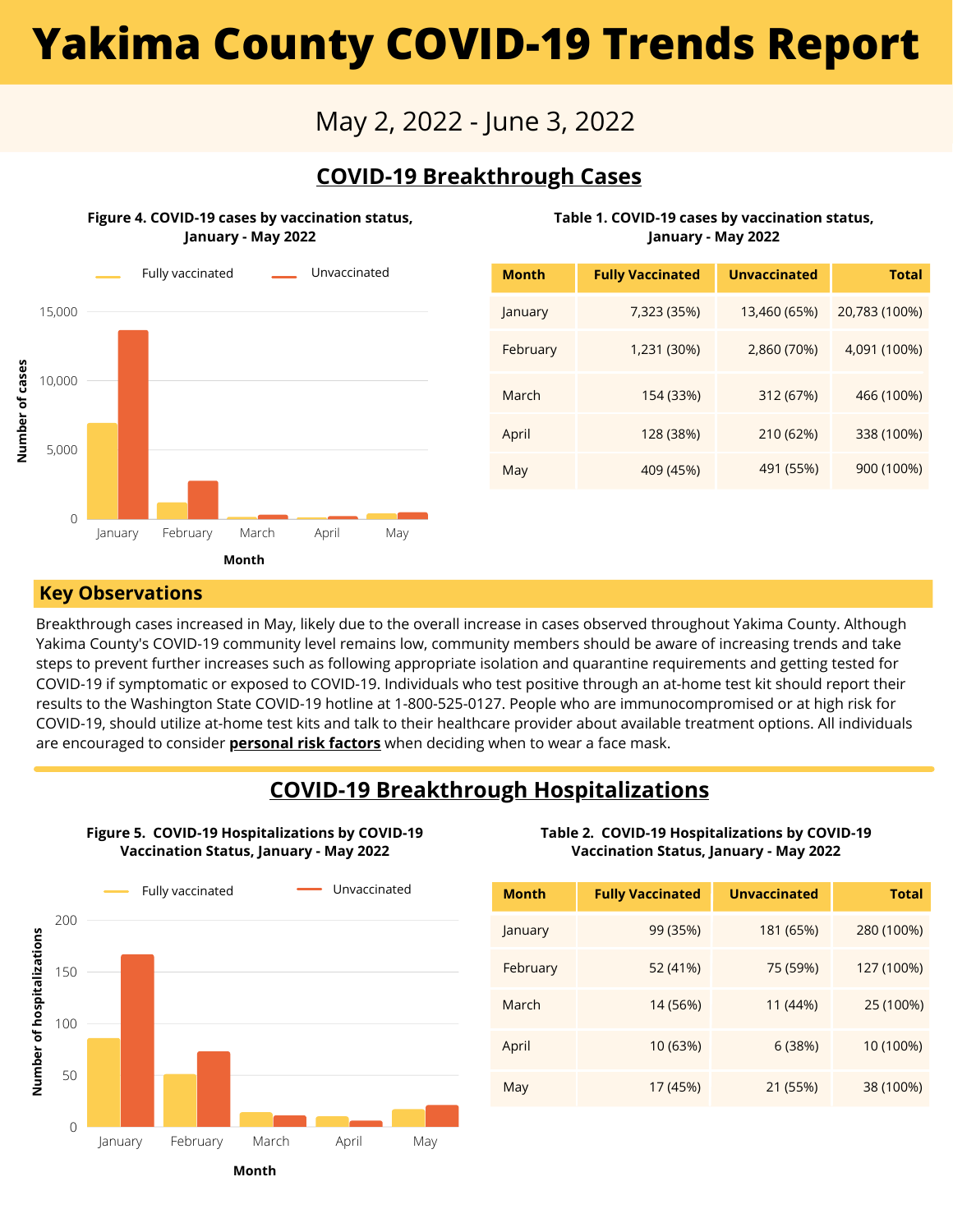# Yakima County COVID-19 Trends Report

May 2, 2022 - June 3, 2022

## COVID-19 Breakthrough Cases

**Figure 4. COVID-19 cases by vaccination status, January - May 2022**

**Table 1. COVID-19 cases by vaccination status, January - May 2022**

| Month | Fully Vaccinated | Unvaccinated | Total |
|---|---|---|---|
| January | 7,323 (35%) | 13,460 (65%) | 20,783 (100%) |
| February | 1,231 (30%) | 2,860 (70%) | 4,091 (100%) |
| March | 154 (33%) | 312 (67%) | 466 (100%) |
| April | 128 (38%) | 210 (62%) | 338 (100%) |
| May | 409 (45%) | 491 (55%) | 900 (100%) |

### Key Observations

Breakthrough cases increased in May, likely due to the overall increase in cases observed throughout Yakima County. Although Yakima County's COVID-19 community level remains low, community members should be aware of increasing trends and take steps to prevent further increases such as following appropriate isolation and quarantine requirements and getting tested for COVID-19 if symptomatic or exposed to COVID-19. Individuals who test positive through an at-home test kit should report their results to the Washington State COVID-19 hotline at 1-800-525-0127. People who are immunocompromised or at high risk for COVID-19, should utilize at-home test kits and talk to their healthcare provider about available treatment options. All individuals are encouraged to consider **personal risk factors** when deciding when to wear a face mask.

## COVID-19 Breakthrough Hospitalizations

**Figure 5. COVID-19 Hospitalizations by COVID-19 Vaccination Status, January - May 2022**

**Table 2. COVID-19 Hospitalizations by COVID-19 Vaccination Status, January - May 2022**

| Month | Fully Vaccinated | Unvaccinated | Total |
|---|---|---|---|
| January | 99 (35%) | 181 (65%) | 280 (100%) |
| February | 52 (41%) | 75 (59%) | 127 (100%) |
| March | 14 (56%) | 11 (44%) | 25 (100%) |
| April | 10 (63%) | 6 (38%) | 10 (100%) |
| May | 17 (45%) | 21 (55%) | 38 (100%) |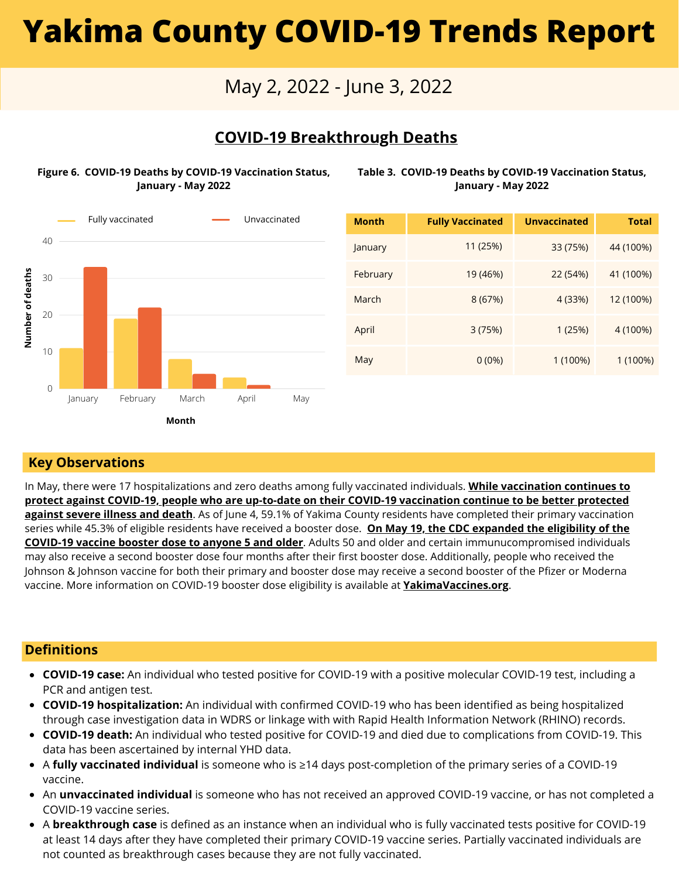# Yakima County COVID-19 Trends Report

May 2, 2022 - June 3, 2022

## COVID-19 Breakthrough Deaths

**Figure 6. COVID-19 Deaths by COVID-19 Vaccination Status, January - May 2022**

Fully vaccinated
Unvaccinated

40
30
20
10
0

Number of deaths

January
February
March
April
May

Month

**Table 3. COVID-19 Deaths by COVID-19 Vaccination Status, January - May 2022**

| Month | Fully Vaccinated | Unvaccinated | Total |
|---|---|---|---|
| January | 11 (25%) | 33 (75%) | 44 (100%) |
| February | 19 (46%) | 22 (54%) | 41 (100%) |
| March | 8 (67%) | 4 (33%) | 12 (100%) |
| April | 3 (75%) | 1 (25%) | 4 (100%) |
| May | 0 (0%) | 1 (100%) | 1 (100%) |

## Key Observations

In May, there were 17 hospitalizations and zero deaths among fully vaccinated individuals. **While vaccination continues to protect against COVID-19, people who are up-to-date on their COVID-19 vaccination continue to be better protected against severe illness and death**. As of June 4, 59.1% of Yakima County residents have completed their primary vaccination series while 45.3% of eligible residents have received a booster dose. **On May 19, the CDC expanded the eligibility of the COVID-19 vaccine booster dose to anyone 5 and older**. Adults 50 and older and certain immunucompromised individuals may also receive a second booster dose four months after their first booster dose. Additionally, people who received the Johnson & Johnson vaccine for both their primary and booster dose may receive a second booster of the Pfizer or Moderna vaccine. More information on COVID-19 booster dose eligibility is available at **YakimaVaccines.org**.

## Definitions

- **COVID-19 case:** An individual who tested positive for COVID-19 with a positive molecular COVID-19 test, including a PCR and antigen test.
- **COVID-19 hospitalization:** An individual with confirmed COVID-19 who has been identified as being hospitalized through case investigation data in WDRS or linkage with with Rapid Health Information Network (RHINO) records.
- **COVID-19 death:** An individual who tested positive for COVID-19 and died due to complications from COVID-19. This data has been ascertained by internal YHD data.
- A **fully vaccinated individual** is someone who is ≥14 days post-completion of the primary series of a COVID-19 vaccine.
- An **unvaccinated individual** is someone who has not received an approved COVID-19 vaccine, or has not completed a COVID-19 vaccine series.
- A **breakthrough case** is defined as an instance when an individual who is fully vaccinated tests positive for COVID-19 at least 14 days after they have completed their primary COVID-19 vaccine series. Partially vaccinated individuals are not counted as breakthrough cases because they are not fully vaccinated.